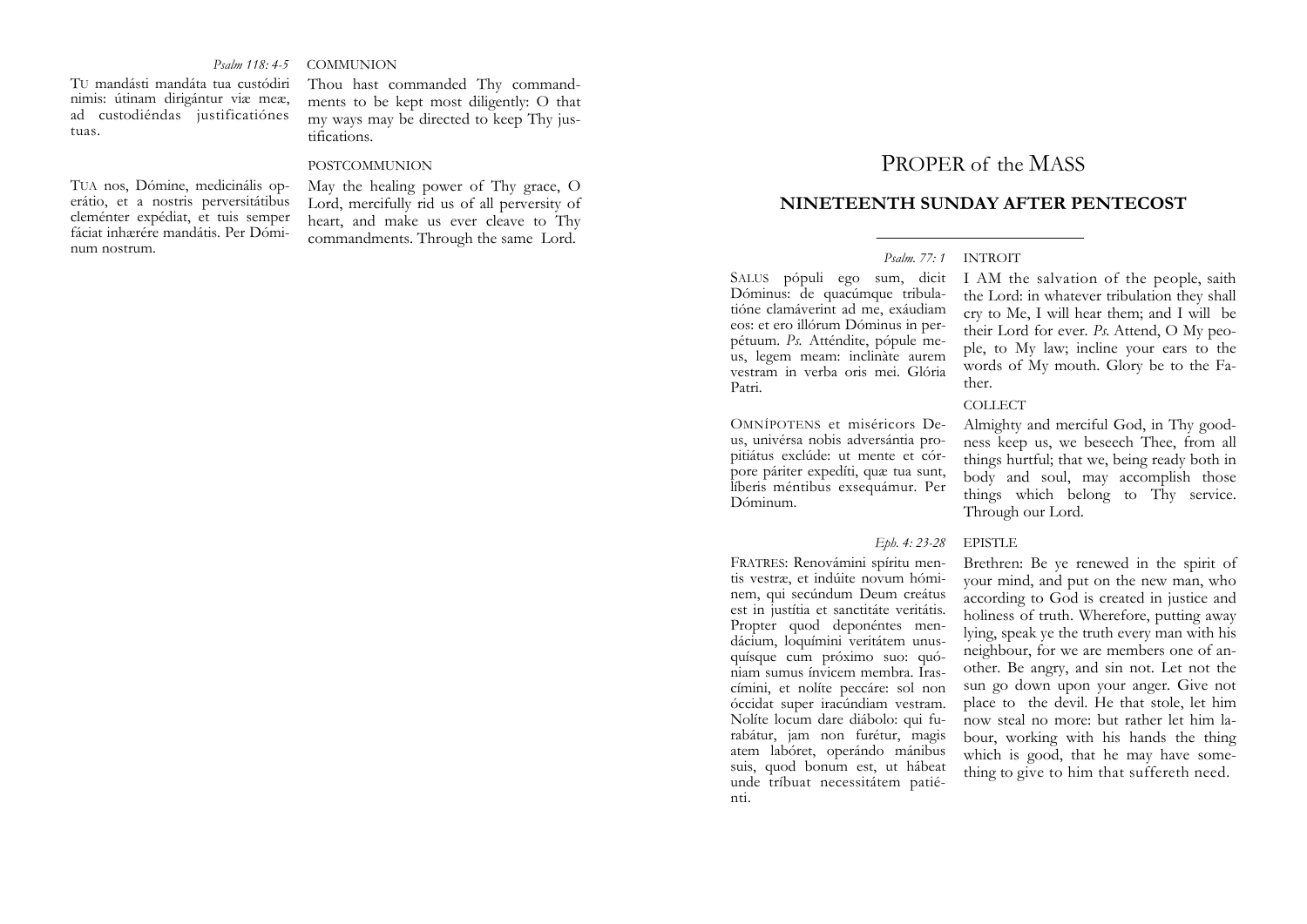*Psalm 118: 4-5* COMMUNION

TU mandásti mandáta tua custódiri nimis: útinam dirigántur viæ meæ, ad custodiéndas justificatiónes tuas.

Thou hast commanded Thy commandments to be kept most diligently: O that my ways may be directed to keep Thy justifications.

POSTCOMMUNION

TUA nos, Dómine, medicinális operátio, et a nostris perversitátibus cleménter expédiat, et tuis semper fáciat inhærére mandátis. Per Dóminum nostrum.

May the healing power of Thy grace, O Lord, mercifully rid us of all perversity of heart, and make us ever cleave to Thy commandments. Through the same Lord.

# PROPER of the MASS

## NINETEENTH SUNDAY AFTER PENTECOST

*Psalm. 77: 1* INTROIT

SALUS pópuli ego sum, dicit Dóminus: de quacúmque tribulatióne clamáverint ad me, exáudiam eos: et ero illórum Dóminus in perpétuum. *Ps.* Atténdite, pópule meus, legem meam: inclináte aurem vestram in verba oris mei. Glória Patri.

I AM the salvation of the people, saith the Lord: in whatever tribulation they shall cry to Me, I will hear them; and I will be their Lord for ever. *Ps.* Attend, O My people, to My law; incline your ears to the words of My mouth. Glory be to the Father.

COLLECT

OMNÍPOTENS et miséricors Deus, univérsa nobis adversántia propitiátus exclúde: ut mente et córpore páriter expedíti, quæ tua sunt, líberis méntibus exsequámur. Per Dóminum.

Almighty and merciful God, in Thy goodness keep us, we beseech Thee, from all things hurtful; that we, being ready both in body and soul, may accomplish those things which belong to Thy service. Through our Lord.

*Eph. 4: 23-28* EPISTLE

FRATRES: Renovámini spíritu mentis vestræ, et indúite novum hóminem, qui secúndum Deum creátus est in justítia et sanctitáte veritátis. Propter quod deponéntes mendácium, loquímini veritátem unusquísque cum próximo suo: quóniam sumus ínvicem membra. Irascímini, et nolíte peccáre: sol non óccidat super iracúndiam vestram. Nolíte locum dare diábolo: qui furabátur, jam non furétur, magis atem labóret, operándo mánibus suis, quod bonum est, ut hábeat unde tríbuat necessitátem patiénti.

Brethren: Be ye renewed in the spirit of your mind, and put on the new man, who according to God is created in justice and holiness of truth. Wherefore, putting away lying, speak ye the truth every man with his neighbour, for we are members one of another. Be angry, and sin not. Let not the sun go down upon your anger. Give not place to the devil. He that stole, let him now steal no more: but rather let him labour, working with his hands the thing which is good, that he may have something to give to him that suffereth need.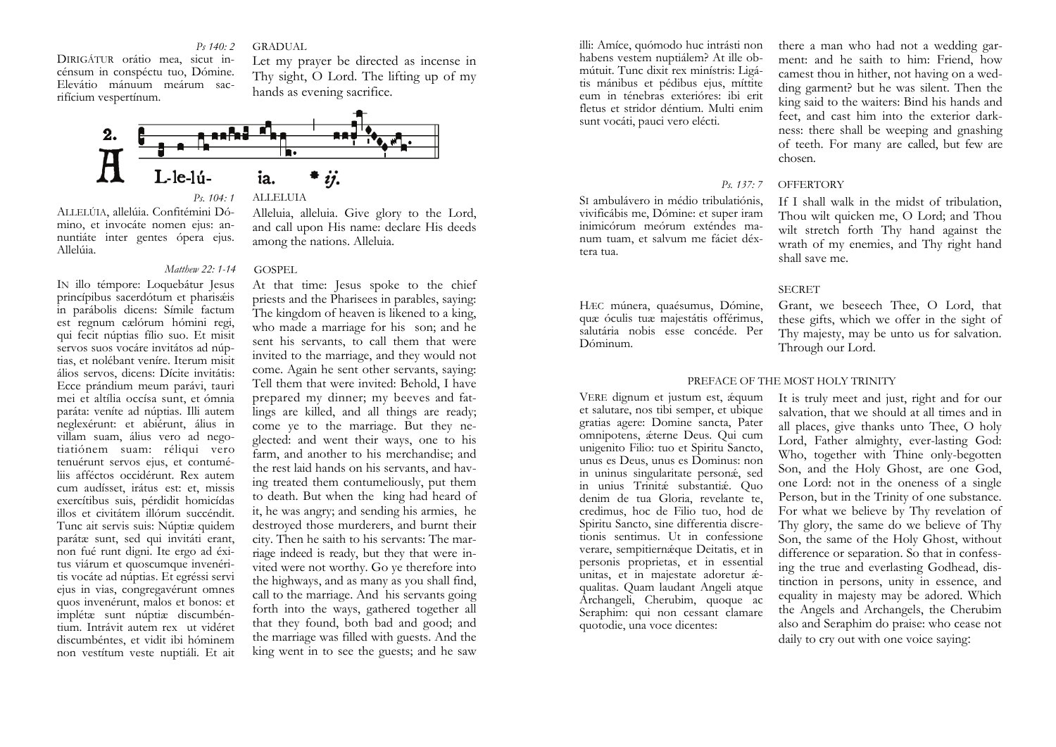*Ps 140: 2*

GRADUAL

DIRIGÁTUR orátio mea, sicut incénsum in conspéctu tuo, Dómine. Elevátio mánuum meárum sacrifícium vespertínum.

Let my prayer be directed as incense in Thy sight, O Lord. The lifting up of my hands as evening sacrifice.

2. A L-le-lú- ia. * ij.

*Ps. 104: 1*

ALLELUIA

ALLELÚIA, allelúia. Confitémini Dómino, et invocáte nomen ejus: annuntiáte inter gentes ópera ejus. Allelúia.

Alleluia, alleluia. Give glory to the Lord, and call upon His name: declare His deeds among the nations. Alleluia.

*Matthew 22: 1-14*

GOSPEL

IN illo témpore: Loquebátur Jesus princípibus sacerdótum et pharisǽis in parábolis dicens: Símile factum est regnum cælórum hómini regi, qui fecit núptias fílio suo. Et misit servos suos vocáre invitátos ad núptias, et nolébant veníre. Iterum misit álios servos, dicens: Dícite invitátis: Ecce prándium meum parávi, tauri mei et altília occísa sunt, et ómnia paráta: veníte ad núptias. Illi autem neglexérunt: et abiérunt, álius in villam suam, álius vero ad negotiatiónem suam: réliqui vero tenuérunt servos ejus, et contuméliis affléctos occidérunt. Rex autem cum audísset, irátus est: et, missis exercítibus suis, pérdidit homicídas illos et civitátem illórum succéndit. Tunc ait servis suis: Núptiæ quidem parátæ sunt, sed qui invitáti erant, non fué runt digni. Ite ergo ad éxitus viárum et quoscumque invenéritis vocáte ad núptias. Et egréssi servi ejus in vias, congregavérunt omnes quos invenérunt, malos et bonos: et implétæ sunt núptiæ discumbéntium. Intrávit autem rex ut vidéret discumbéntes, et vidit ibi hóminem non vestítum veste nuptiáli. Et ait illi: Amíce, quómodo huc intrásti non habens vestem nuptiálem? At ille obmútuit. Tunc dixit rex minístris: Ligátis mánibus et pédibus ejus, míttite eum in ténebras exterióres: ibi erit fletus et stridor déntium. Multi enim sunt vocáti, pauci vero elécti.

At that time: Jesus spoke to the chief priests and the Pharisees in parables, saying: The kingdom of heaven is likened to a king, who made a marriage for his son; and he sent his servants, to call them that were invited to the marriage, and they would not come. Again he sent other servants, saying: Tell them that were invited: Behold, I have prepared my dinner; my beeves and fatlings are killed, and all things are ready; come ye to the marriage. But they neglected: and went their ways, one to his farm, and another to his merchandise; and the rest laid hands on his servants, and having treated them contumeliously, put them to death. But when the king had heard of it, he was angry; and sending his armies, he destroyed those murderers, and burnt their city. Then he saith to his servants: The marriage indeed is ready, but they that were invited were not worthy. Go ye therefore into the highways, and as many as you shall find, call to the marriage. And his servants going forth into the ways, gathered together all that they found, both bad and good; and the marriage was filled with guests. And the king went in to see the guests; and he saw there a man who had not a wedding garment: and he saith to him: Friend, how camest thou in hither, not having on a wedding garment? but he was silent. Then the king said to the waiters: Bind his hands and feet, and cast him into the exterior darkness: there shall be weeping and gnashing of teeth. For many are called, but few are chosen.

*Ps. 137: 7*

OFFERTORY

SI ambulávero in médio tribulatiónis, vivificábis me, Dómine: et super iram inimicórum meórum exténdes manum tuam, et salvum me fáciet déxtera tua.

If I shall walk in the midst of tribulation, Thou wilt quicken me, O Lord; and Thou wilt stretch forth Thy hand against the wrath of my enemies, and Thy right hand shall save me.

SECRET

HÆC múnera, quaésumus, Dómine, quæ óculis tuæ majestátis offérimus, salutária nobis esse concéde. Per Dóminum.

Grant, we beseech Thee, O Lord, that these gifts, which we offer in the sight of Thy majesty, may be unto us for salvation. Through our Lord.

PREFACE OF THE MOST HOLY TRINITY

VERE dignum et justum est, ǽquum et salutare, nos tibi semper, et ubique gratias agere: Domine sancta, Pater omnipotens, ǽterne Deus. Qui cum unigenito Filio: tuo et Spiritu Sancto, unus es Deus, unus es Dominus: non in uninus singularitate personǽ, sed in unius Trinitǽ substantiǽ. Quo denim de tua Gloria, revelante te, credimus, hoc de Filio tuo, hod de Spiritu Sancto, sine differentia discretionis sentimus. Ut in confessione verare, sempiternǽque Deitatis, et in personis proprietas, et in essential unitas, et in majestate adoretur ǽqualitas. Quam laudant Angeli atque Archangeli, Cherubim, quoque ac Seraphim: qui non cessant clamare quotodie, una voce dicentes:

It is truly meet and just, right and for our salvation, that we should at all times and in all places, give thanks unto Thee, O holy Lord, Father almighty, ever-lasting God: Who, together with Thine only-begotten Son, and the Holy Ghost, are one God, one Lord: not in the oneness of a single Person, but in the Trinity of one substance. For what we believe by Thy revelation of Thy glory, the same do we believe of Thy Son, the same of the Holy Ghost, without difference or separation. So that in confessing the true and everlasting Godhead, distinction in persons, unity in essence, and equality in majesty may be adored. Which the Angels and Archangels, the Cherubim also and Seraphim do praise: who cease not daily to cry out with one voice saying: